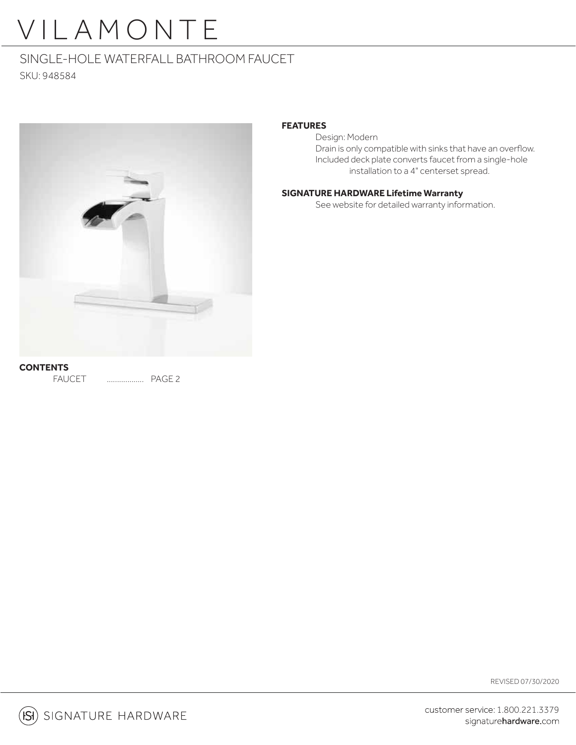# VILAMONTE

## SINGLE-HOLE WATERFALL BATHROOM FAUCET

SKU: 948584

**FEATURES**

- Design: Modern
- Drain is only compatible with sinks that have an overflow.
- Included deck plate converts faucet from a single-hole installation to a 4" centerset spread.

**SIGNATURE HARDWARE Lifetime Warranty**

See website for detailed warranty information.

**CONTENTS**

FAUCET .................. PAGE 2

REVISED 07/30/2020

SIGNATURE HARDWARE

customer service: 1.800.221.3379
signaturehardware.com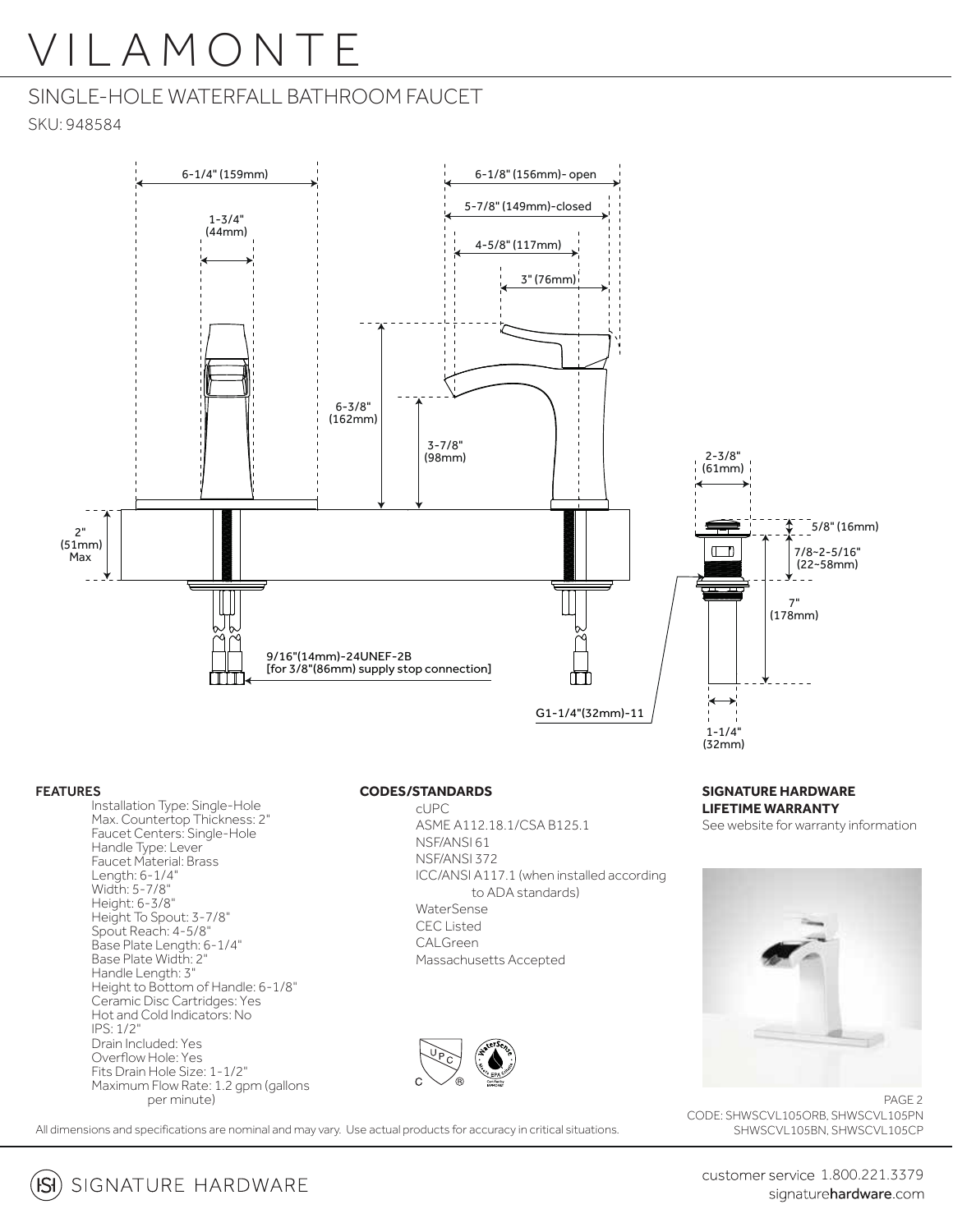# VILAMONTE

## SINGLE-HOLE WATERFALL BATHROOM FAUCET

SKU: 948584

6-1/4" (159mm)
1-3/4" (44mm)
6-1/8" (156mm)- open
5-7/8" (149mm)-closed
4-5/8" (117mm)
3" (76mm)
6-3/8" (162mm)
3-7/8" (98mm)
2" (51mm) Max
2-3/8" (61mm)
5/8" (16mm)
7/8~2-5/16" (22~58mm)
7" (178mm)
9/16"(14mm)-24UNEF-2B [for 3/8"(86mm) supply stop connection]
G1-1/4"(32mm)-11
1-1/4" (32mm)

### FEATURES

- Installation Type: Single-Hole
- Max. Countertop Thickness: 2"
- Faucet Centers: Single-Hole
- Handle Type: Lever
- Faucet Material: Brass
- Length: 6-1/4"
- Width: 5-7/8"
- Height: 6-3/8"
- Height To Spout: 3-7/8"
- Spout Reach: 4-5/8"
- Base Plate Length: 6-1/4"
- Base Plate Width: 2"
- Handle Length: 3"
- Height to Bottom of Handle: 6-1/8"
- Ceramic Disc Cartridges: Yes
- Hot and Cold Indicators: No
- IPS: 1/2"
- Drain Included: Yes
- Overflow Hole: Yes
- Fits Drain Hole Size: 1-1/2"
- Maximum Flow Rate: 1.2 gpm (gallons per minute)

### CODES/STANDARDS

- cUPC
- ASME A112.18.1/CSA B125.1
- NSF/ANSI 61
- NSF/ANSI 372
- ICC/ANSI A117.1 (when installed according to ADA standards)
- WaterSense
- CEC Listed
- CALGreen
- Massachusetts Accepted

### SIGNATURE HARDWARE LIFETIME WARRANTY

See website for warranty information

CODE: SHWSCVL105ORB, SHWSCVL105PN
SHWSCVL105BN, SHWSCVL105CP

All dimensions and specifications are nominal and may vary. Use actual products for accuracy in critical situations.

SIGNATURE HARDWARE

customer service 1.800.221.3379
signaturehardware.com